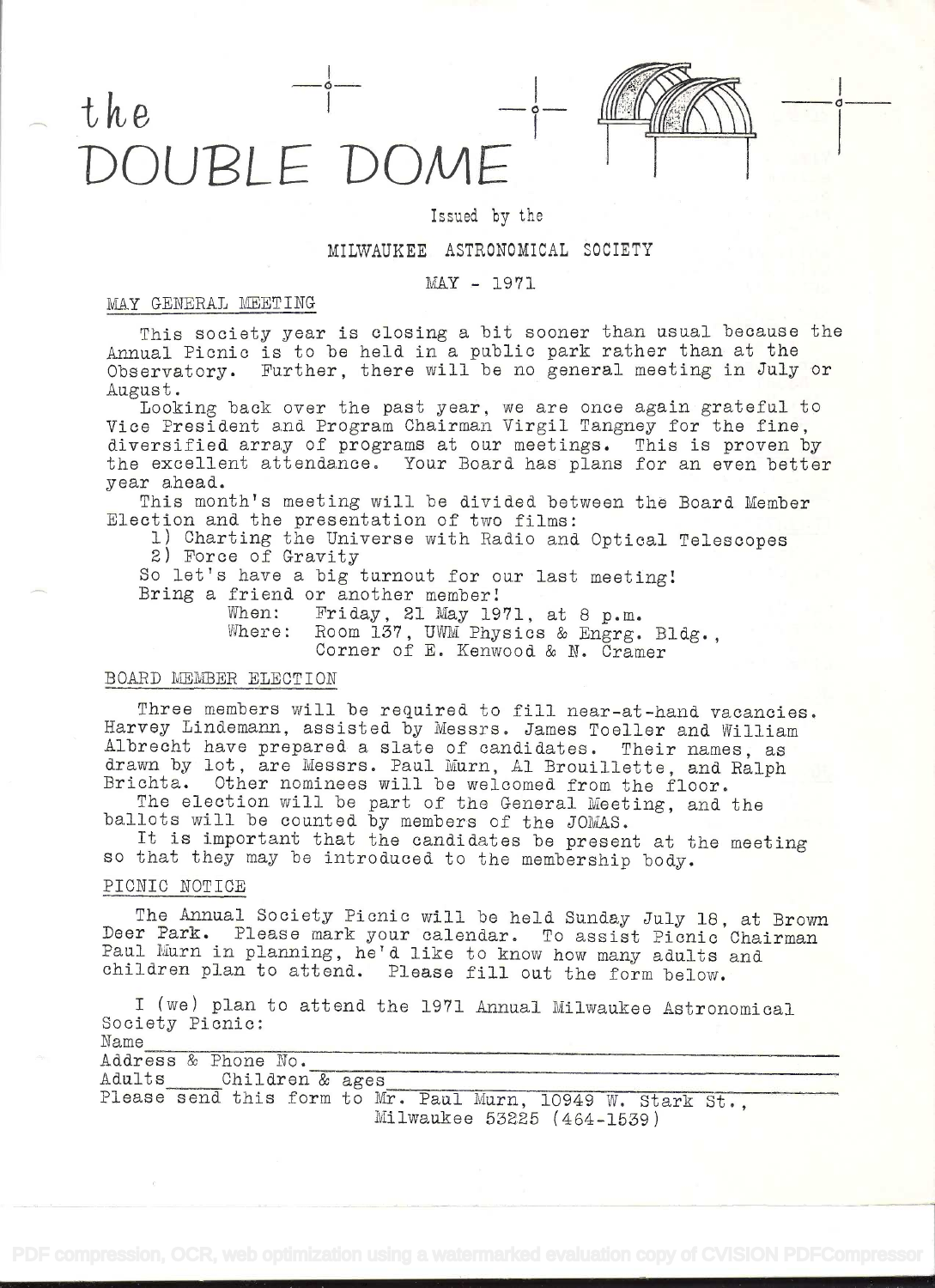# the DOUBLE DOME

Issued by the

MILWAUKEE ASTRONOMICAL SOCIETY

MAY - 1971

## MAY GENERAL MEETING

This society year is closing a bit sooner than usual because the Annual Picnic is to be held in a public park rather than at the Observatory. Further, there will be no general meeting in July or August.

Looking back over the past year, we are once again grateful to Vice President and Program Chairman Virgil Tangney for the fine, diversified array of programs at our meetings. This is proven by the excellent attendance. Your Board has plans for an even better year ahead.

This month's meeting will be divided between the Board Member Election and the presentation of two films:

1) Charting the Universe with Radio and Optical Telescopes
2) Force of Gravity

So let's have a big turnout for our last meeting!
Bring a friend or another member!

When: Friday, 21 May 1971, at 8 p.m.
Where: Room 137, UWM Physics & Engrg. Bldg., Corner of E. Kenwood & N. Cramer

## BOARD MEMBER ELECTION

Three members will be required to fill near-at-hand vacancies. Harvey Lindemann, assisted by Messrs. James Toeller and William Albrecht have prepared a slate of candidates. Their names, as drawn by lot, are Messrs. Paul Murn, Al Brouillette, and Ralph Brichta. Other nominees will be welcomed from the floor.

The election will be part of the General Meeting, and the ballots will be counted by members of the JOMAS.

It is important that the candidates be present at the meeting so that they may be introduced to the membership body.

## PICNIC NOTICE

The Annual Society Picnic will be held Sunday July 18, at Brown Deer Park. Please mark your calendar. To assist Picnic Chairman Paul Murn in planning, he'd like to know how many adults and children plan to attend. Please fill out the form below.

I (we) plan to attend the 1971 Annual Milwaukee Astronomical Society Picnic:

Name_______________________________________________

Address & Phone No.________________________________

Adults_____Children & ages__________________________

Please send this form to Mr. Paul Murn, 10949 W. Stark St., Milwaukee 53225 (464-1539)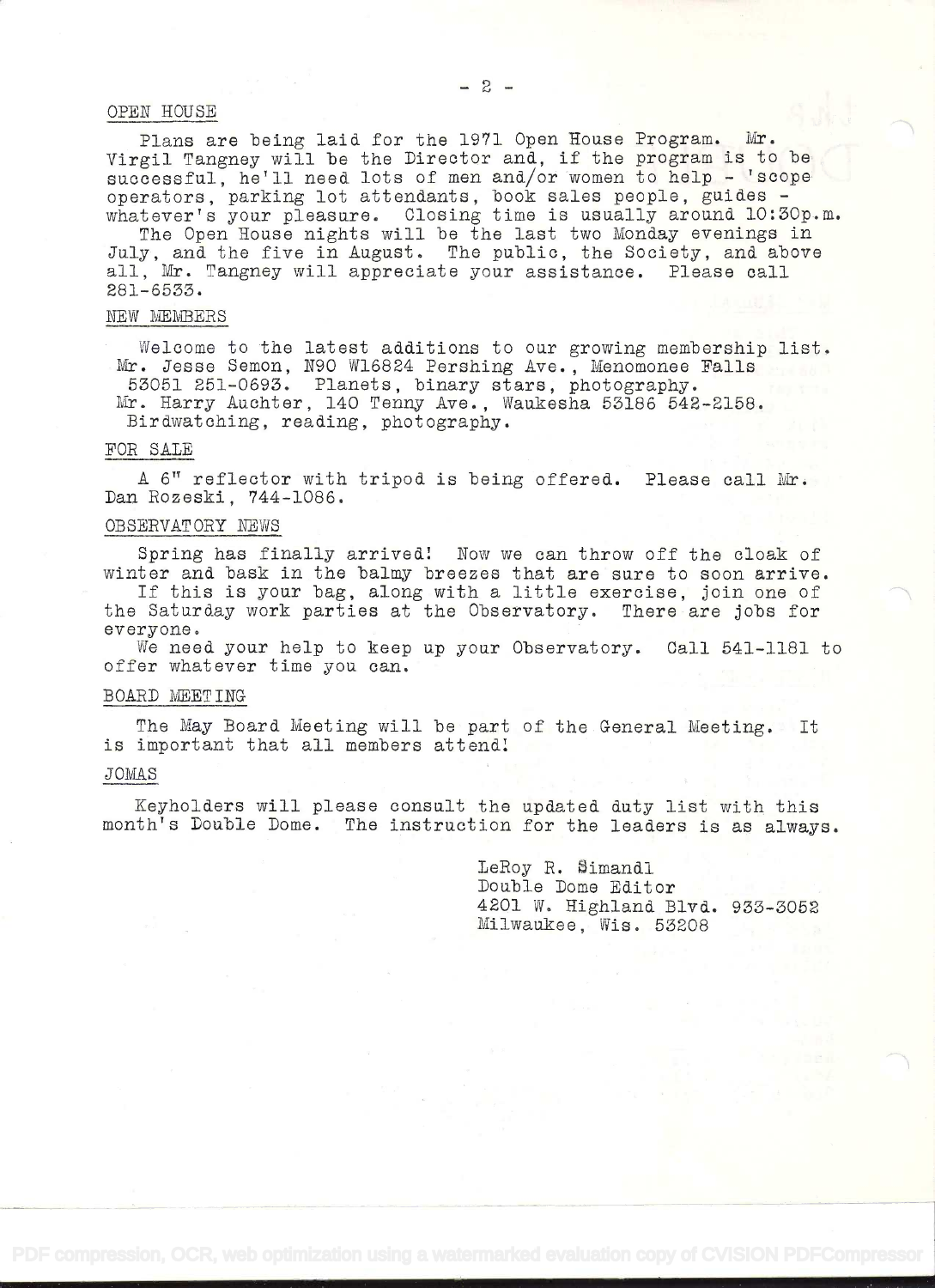## OPEN HOUSE

Plans are being laid for the 1971 Open House Program. Mr. Virgil Tangney will be the Director and, if the program is to be successful, he'll need lots of men and/or women to help - 'scope operators, parking lot attendants, book sales people, guides - whatever's your pleasure. Closing time is usually around 10:30p.m.

The Open House nights will be the last two Monday evenings in July, and the five in August. The public, the Society, and above all, Mr. Tangney will appreciate your assistance. Please call 281-6533.

## NEW MEMBERS

Welcome to the latest additions to our growing membership list.

Mr. Jesse Semon, N90 W16824 Pershing Ave., Menomonee Falls 53051 251-0693. Planets, binary stars, photography.

Mr. Harry Auchter, 140 Tenny Ave., Waukesha 53186 542-2158. Birdwatching, reading, photography.

## FOR SALE

A 6" reflector with tripod is being offered. Please call Mr. Dan Rozeski, 744-1086.

## OBSERVATORY NEWS

Spring has finally arrived! Now we can throw off the cloak of winter and bask in the balmy breezes that are sure to soon arrive.

If this is your bag, along with a little exercise, join one of the Saturday work parties at the Observatory. There are jobs for everyone.

We need your help to keep up your Observatory. Call 541-1181 to offer whatever time you can.

## BOARD MEETING

The May Board Meeting will be part of the General Meeting. It is important that all members attend!

## JOMAS

Keyholders will please consult the updated duty list with this month's Double Dome. The instruction for the leaders is as always.

LeRoy R. Simandl
Double Dome Editor
4201 W. Highland Blvd. 933-3052
Milwaukee, Wis. 53208